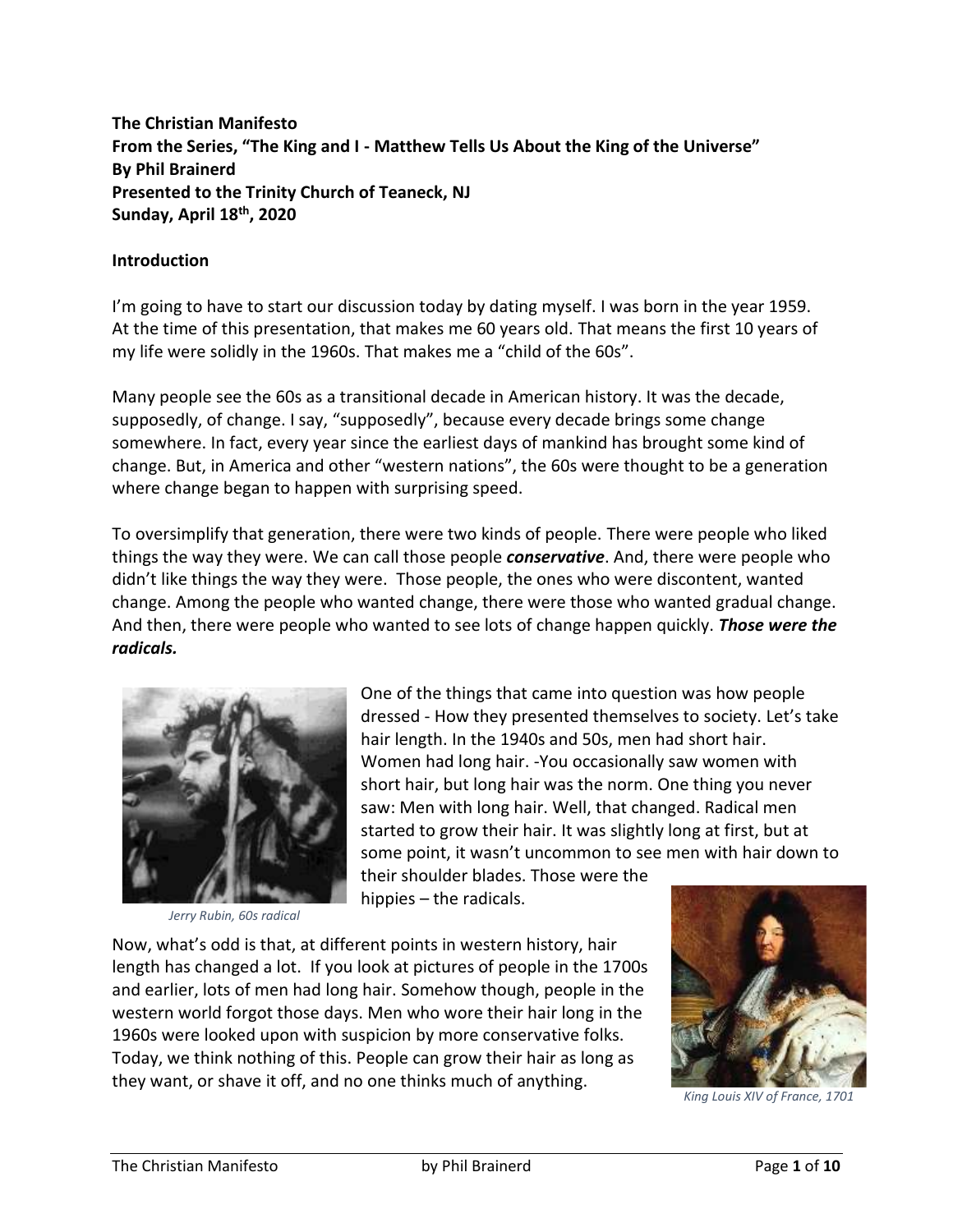**The Christian Manifesto**
**From the Series, "The King and I - Matthew Tells Us About the King of the Universe"**
**By Phil Brainerd**
**Presented to the Trinity Church of Teaneck, NJ**
**Sunday, April 18th, 2020**

## Introduction

I'm going to have to start our discussion today by dating myself. I was born in the year 1959. At the time of this presentation, that makes me 60 years old. That means the first 10 years of my life were solidly in the 1960s. That makes me a "child of the 60s".

Many people see the 60s as a transitional decade in American history. It was the decade, supposedly, of change. I say, "supposedly", because every decade brings some change somewhere. In fact, every year since the earliest days of mankind has brought some kind of change. But, in America and other "western nations", the 60s were thought to be a generation where change began to happen with surprising speed.

To oversimplify that generation, there were two kinds of people. There were people who liked things the way they were. We can call those people ***conservative***. And, there were people who didn't like things the way they were. Those people, the ones who were discontent, wanted change. Among the people who wanted change, there were those who wanted gradual change. And then, there were people who wanted to see lots of change happen quickly. ***Those were the radicals.***

*Jerry Rubin, 60s radical*

One of the things that came into question was how people dressed - How they presented themselves to society. Let's take hair length. In the 1940s and 50s, men had short hair. Women had long hair. -You occasionally saw women with short hair, but long hair was the norm. One thing you never saw: Men with long hair. Well, that changed. Radical men started to grow their hair. It was slightly long at first, but at some point, it wasn't uncommon to see men with hair down to their shoulder blades. Those were the hippies – the radicals.

Now, what's odd is that, at different points in western history, hair length has changed a lot. If you look at pictures of people in the 1700s and earlier, lots of men had long hair. Somehow though, people in the western world forgot those days. Men who wore their hair long in the 1960s were looked upon with suspicion by more conservative folks. Today, we think nothing of this. People can grow their hair as long as they want, or shave it off, and no one thinks much of anything.

*King Louis XIV of France, 1701*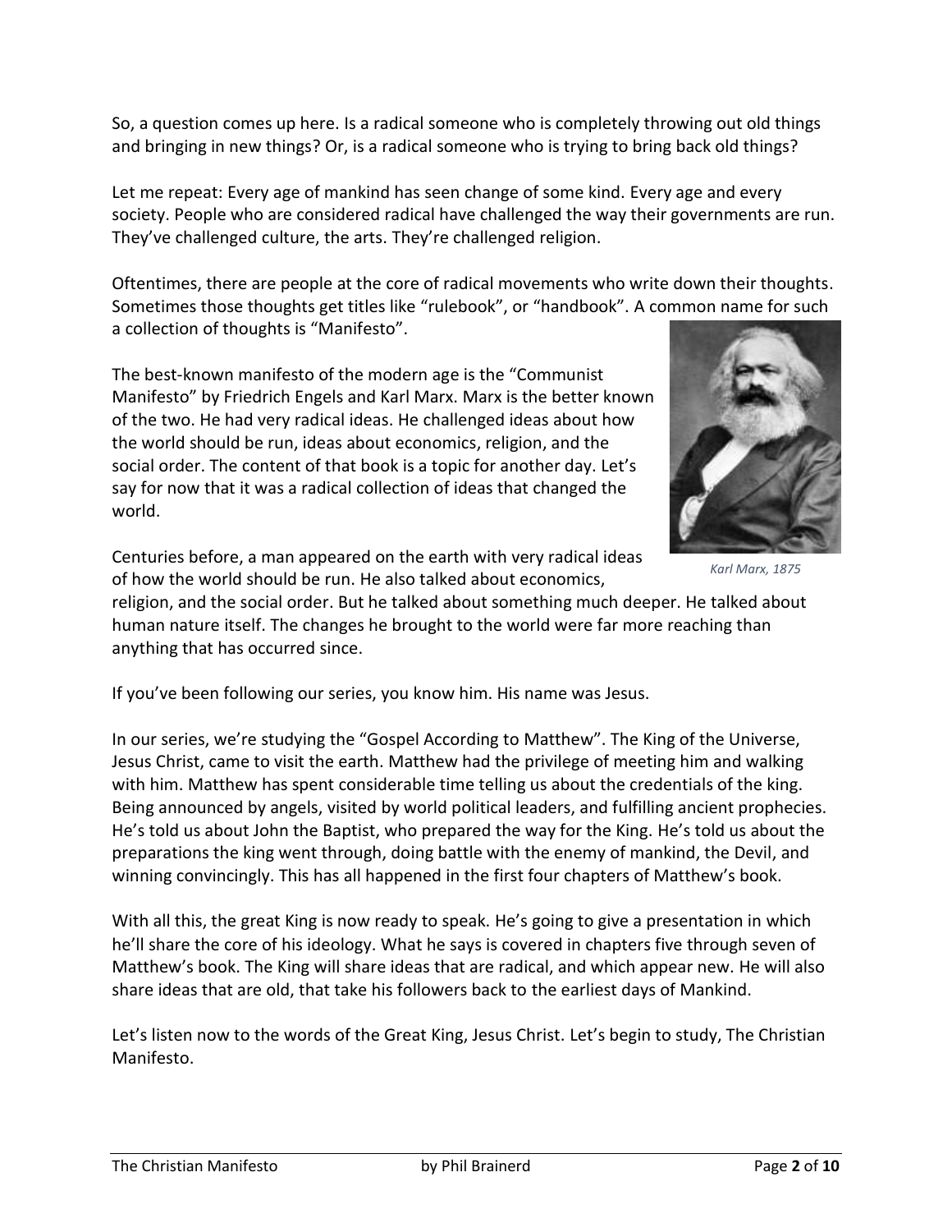So, a question comes up here. Is a radical someone who is completely throwing out old things and bringing in new things? Or, is a radical someone who is trying to bring back old things?

Let me repeat: Every age of mankind has seen change of some kind. Every age and every society. People who are considered radical have challenged the way their governments are run. They've challenged culture, the arts. They're challenged religion.

Oftentimes, there are people at the core of radical movements who write down their thoughts. Sometimes those thoughts get titles like "rulebook", or "handbook". A common name for such a collection of thoughts is "Manifesto".

The best-known manifesto of the modern age is the "Communist Manifesto" by Friedrich Engels and Karl Marx. Marx is the better known of the two. He had very radical ideas. He challenged ideas about how the world should be run, ideas about economics, religion, and the social order. The content of that book is a topic for another day. Let's say for now that it was a radical collection of ideas that changed the world.

*Karl Marx, 1875*

Centuries before, a man appeared on the earth with very radical ideas of how the world should be run. He also talked about economics, religion, and the social order. But he talked about something much deeper. He talked about human nature itself. The changes he brought to the world were far more reaching than anything that has occurred since.

If you've been following our series, you know him. His name was Jesus.

In our series, we're studying the "Gospel According to Matthew". The King of the Universe, Jesus Christ, came to visit the earth. Matthew had the privilege of meeting him and walking with him. Matthew has spent considerable time telling us about the credentials of the king. Being announced by angels, visited by world political leaders, and fulfilling ancient prophecies. He's told us about John the Baptist, who prepared the way for the King. He's told us about the preparations the king went through, doing battle with the enemy of mankind, the Devil, and winning convincingly. This has all happened in the first four chapters of Matthew's book.

With all this, the great King is now ready to speak. He's going to give a presentation in which he'll share the core of his ideology. What he says is covered in chapters five through seven of Matthew's book. The King will share ideas that are radical, and which appear new. He will also share ideas that are old, that take his followers back to the earliest days of Mankind.

Let's listen now to the words of the Great King, Jesus Christ. Let's begin to study, The Christian Manifesto.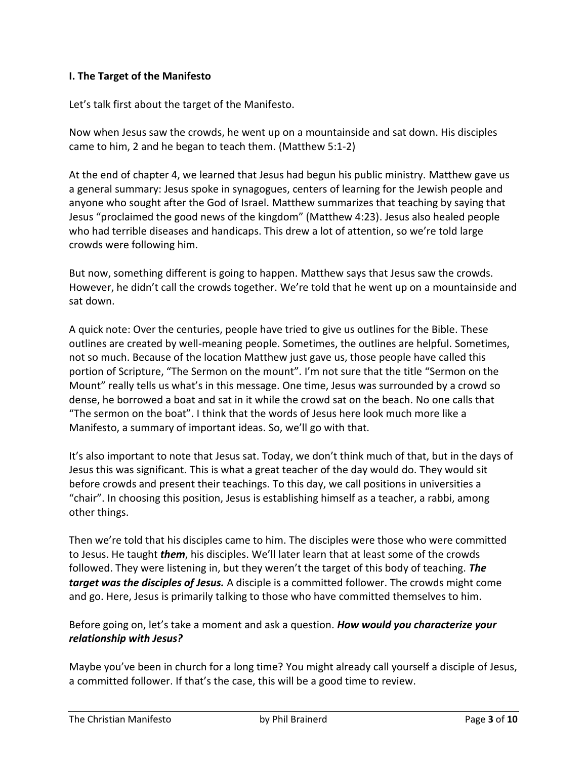**I. The Target of the Manifesto**

Let's talk first about the target of the Manifesto.

Now when Jesus saw the crowds, he went up on a mountainside and sat down. His disciples came to him, 2 and he began to teach them. (Matthew 5:1-2)

At the end of chapter 4, we learned that Jesus had begun his public ministry. Matthew gave us a general summary: Jesus spoke in synagogues, centers of learning for the Jewish people and anyone who sought after the God of Israel. Matthew summarizes that teaching by saying that Jesus "proclaimed the good news of the kingdom" (Matthew 4:23). Jesus also healed people who had terrible diseases and handicaps. This drew a lot of attention, so we're told large crowds were following him.

But now, something different is going to happen. Matthew says that Jesus saw the crowds. However, he didn't call the crowds together. We're told that he went up on a mountainside and sat down.

A quick note: Over the centuries, people have tried to give us outlines for the Bible. These outlines are created by well-meaning people. Sometimes, the outlines are helpful. Sometimes, not so much. Because of the location Matthew just gave us, those people have called this portion of Scripture, "The Sermon on the mount". I'm not sure that the title "Sermon on the Mount" really tells us what's in this message. One time, Jesus was surrounded by a crowd so dense, he borrowed a boat and sat in it while the crowd sat on the beach. No one calls that "The sermon on the boat". I think that the words of Jesus here look much more like a Manifesto, a summary of important ideas. So, we'll go with that.

It's also important to note that Jesus sat. Today, we don't think much of that, but in the days of Jesus this was significant. This is what a great teacher of the day would do. They would sit before crowds and present their teachings. To this day, we call positions in universities a "chair". In choosing this position, Jesus is establishing himself as a teacher, a rabbi, among other things.

Then we're told that his disciples came to him. The disciples were those who were committed to Jesus. He taught ***them***, his disciples. We'll later learn that at least some of the crowds followed. They were listening in, but they weren't the target of this body of teaching. ***The target was the disciples of Jesus.*** A disciple is a committed follower. The crowds might come and go. Here, Jesus is primarily talking to those who have committed themselves to him.

Before going on, let's take a moment and ask a question. ***How would you characterize your relationship with Jesus?***

Maybe you've been in church for a long time? You might already call yourself a disciple of Jesus, a committed follower. If that's the case, this will be a good time to review.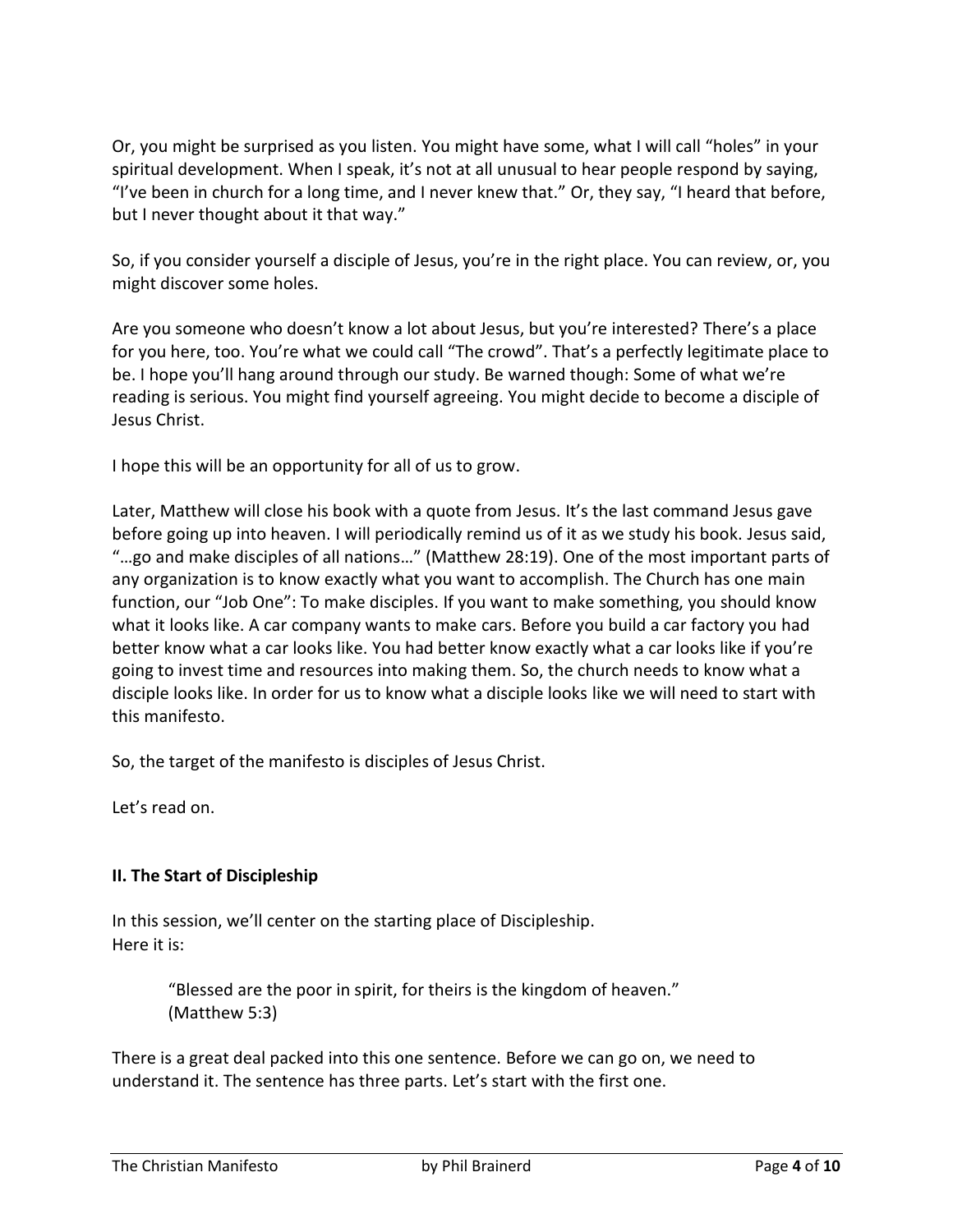Or, you might be surprised as you listen. You might have some, what I will call "holes" in your spiritual development. When I speak, it's not at all unusual to hear people respond by saying, "I've been in church for a long time, and I never knew that." Or, they say, "I heard that before, but I never thought about it that way."

So, if you consider yourself a disciple of Jesus, you're in the right place. You can review, or, you might discover some holes.

Are you someone who doesn't know a lot about Jesus, but you're interested? There's a place for you here, too. You're what we could call "The crowd". That's a perfectly legitimate place to be. I hope you'll hang around through our study. Be warned though: Some of what we're reading is serious. You might find yourself agreeing. You might decide to become a disciple of Jesus Christ.

I hope this will be an opportunity for all of us to grow.

Later, Matthew will close his book with a quote from Jesus. It's the last command Jesus gave before going up into heaven. I will periodically remind us of it as we study his book. Jesus said, "…go and make disciples of all nations…" (Matthew 28:19). One of the most important parts of any organization is to know exactly what you want to accomplish. The Church has one main function, our "Job One": To make disciples. If you want to make something, you should know what it looks like. A car company wants to make cars. Before you build a car factory you had better know what a car looks like. You had better know exactly what a car looks like if you're going to invest time and resources into making them. So, the church needs to know what a disciple looks like. In order for us to know what a disciple looks like we will need to start with this manifesto.

So, the target of the manifesto is disciples of Jesus Christ.

Let's read on.

## II. The Start of Discipleship

In this session, we'll center on the starting place of Discipleship.
Here it is:

> "Blessed are the poor in spirit, for theirs is the kingdom of heaven."
> (Matthew 5:3)

There is a great deal packed into this one sentence. Before we can go on, we need to understand it. The sentence has three parts. Let's start with the first one.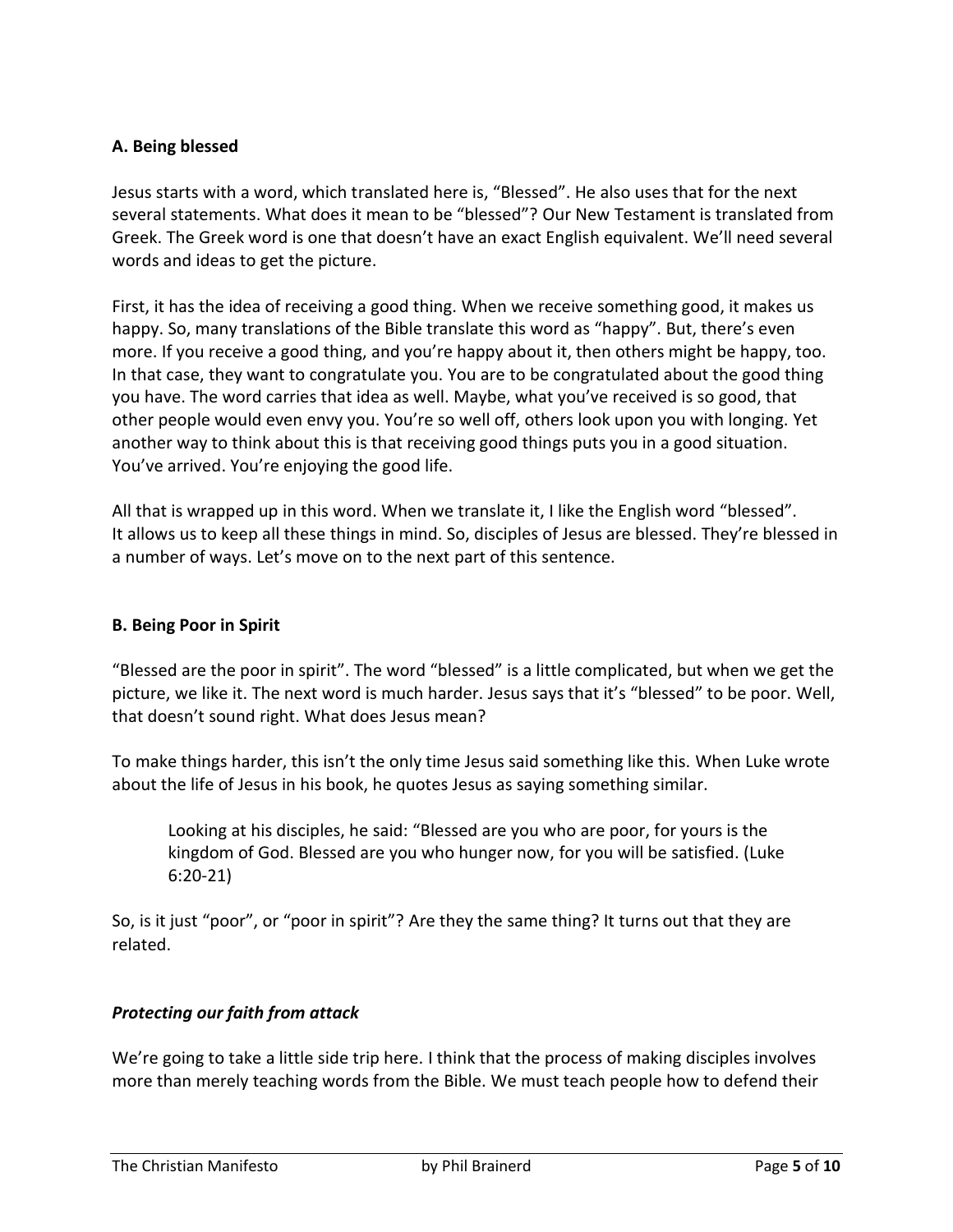### A. Being blessed

Jesus starts with a word, which translated here is, "Blessed". He also uses that for the next several statements. What does it mean to be "blessed"? Our New Testament is translated from Greek. The Greek word is one that doesn't have an exact English equivalent. We'll need several words and ideas to get the picture.

First, it has the idea of receiving a good thing. When we receive something good, it makes us happy. So, many translations of the Bible translate this word as "happy". But, there's even more. If you receive a good thing, and you're happy about it, then others might be happy, too. In that case, they want to congratulate you. You are to be congratulated about the good thing you have. The word carries that idea as well. Maybe, what you've received is so good, that other people would even envy you. You're so well off, others look upon you with longing. Yet another way to think about this is that receiving good things puts you in a good situation. You've arrived. You're enjoying the good life.

All that is wrapped up in this word. When we translate it, I like the English word "blessed". It allows us to keep all these things in mind. So, disciples of Jesus are blessed. They're blessed in a number of ways. Let's move on to the next part of this sentence.

### B. Being Poor in Spirit

"Blessed are the poor in spirit". The word "blessed" is a little complicated, but when we get the picture, we like it. The next word is much harder. Jesus says that it's "blessed" to be poor. Well, that doesn't sound right. What does Jesus mean?

To make things harder, this isn't the only time Jesus said something like this. When Luke wrote about the life of Jesus in his book, he quotes Jesus as saying something similar.

> Looking at his disciples, he said: "Blessed are you who are poor, for yours is the kingdom of God. Blessed are you who hunger now, for you will be satisfied. (Luke 6:20-21)

So, is it just "poor", or "poor in spirit"? Are they the same thing? It turns out that they are related.

#### *Protecting our faith from attack*

We're going to take a little side trip here. I think that the process of making disciples involves more than merely teaching words from the Bible. We must teach people how to defend their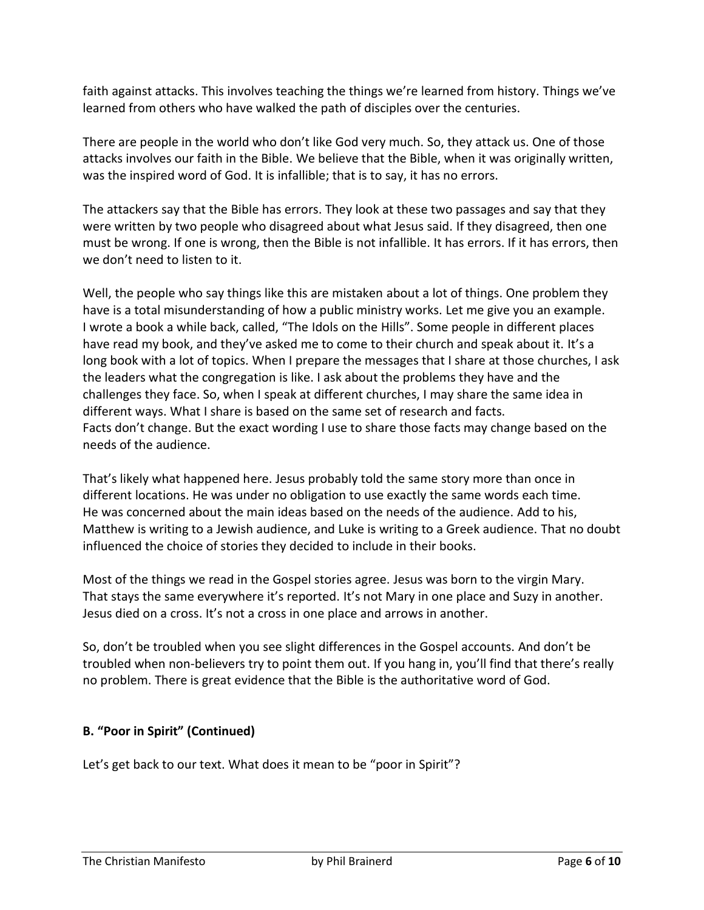faith against attacks. This involves teaching the things we're learned from history. Things we've learned from others who have walked the path of disciples over the centuries.

There are people in the world who don't like God very much. So, they attack us. One of those attacks involves our faith in the Bible. We believe that the Bible, when it was originally written, was the inspired word of God. It is infallible; that is to say, it has no errors.

The attackers say that the Bible has errors. They look at these two passages and say that they were written by two people who disagreed about what Jesus said. If they disagreed, then one must be wrong. If one is wrong, then the Bible is not infallible. It has errors. If it has errors, then we don't need to listen to it.

Well, the people who say things like this are mistaken about a lot of things. One problem they have is a total misunderstanding of how a public ministry works. Let me give you an example. I wrote a book a while back, called, "The Idols on the Hills". Some people in different places have read my book, and they've asked me to come to their church and speak about it. It's a long book with a lot of topics. When I prepare the messages that I share at those churches, I ask the leaders what the congregation is like. I ask about the problems they have and the challenges they face. So, when I speak at different churches, I may share the same idea in different ways. What I share is based on the same set of research and facts. Facts don't change. But the exact wording I use to share those facts may change based on the needs of the audience.

That's likely what happened here. Jesus probably told the same story more than once in different locations. He was under no obligation to use exactly the same words each time. He was concerned about the main ideas based on the needs of the audience. Add to his, Matthew is writing to a Jewish audience, and Luke is writing to a Greek audience. That no doubt influenced the choice of stories they decided to include in their books.

Most of the things we read in the Gospel stories agree. Jesus was born to the virgin Mary. That stays the same everywhere it's reported. It's not Mary in one place and Suzy in another. Jesus died on a cross. It's not a cross in one place and arrows in another.

So, don't be troubled when you see slight differences in the Gospel accounts. And don't be troubled when non-believers try to point them out. If you hang in, you'll find that there's really no problem. There is great evidence that the Bible is the authoritative word of God.

## B. "Poor in Spirit" (Continued)

Let's get back to our text. What does it mean to be "poor in Spirit"?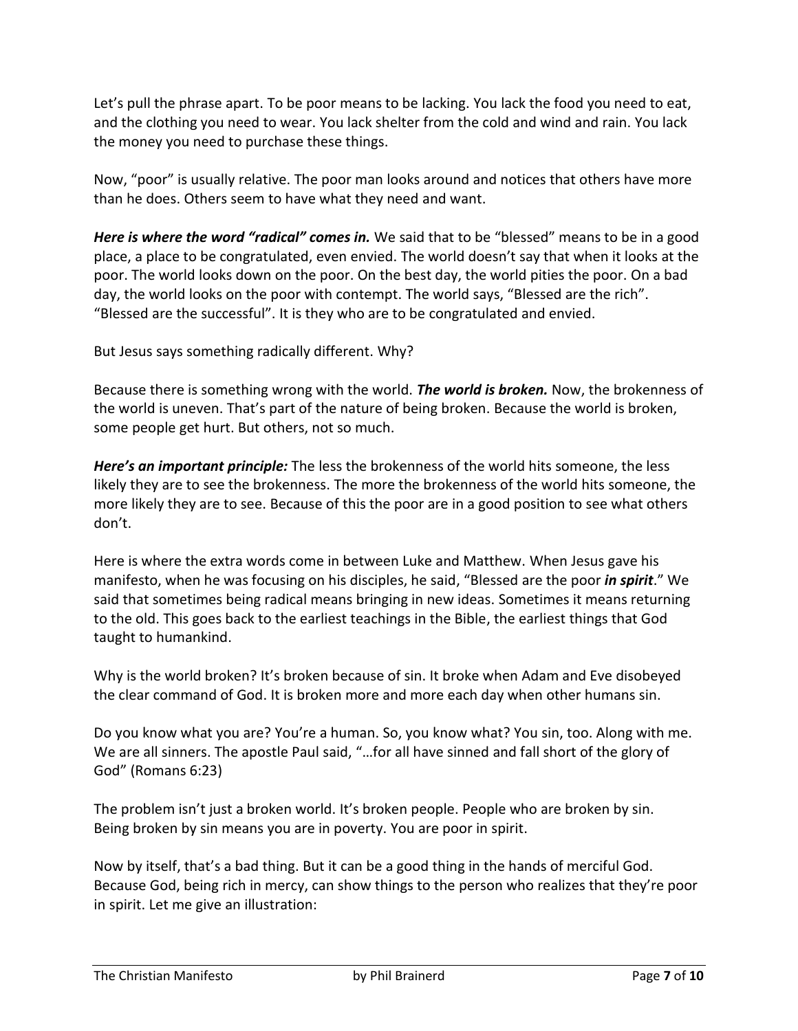Let's pull the phrase apart. To be poor means to be lacking. You lack the food you need to eat, and the clothing you need to wear. You lack shelter from the cold and wind and rain. You lack the money you need to purchase these things.

Now, "poor" is usually relative. The poor man looks around and notices that others have more than he does. Others seem to have what they need and want.

***Here is where the word "radical" comes in.*** We said that to be "blessed" means to be in a good place, a place to be congratulated, even envied. The world doesn't say that when it looks at the poor. The world looks down on the poor. On the best day, the world pities the poor. On a bad day, the world looks on the poor with contempt. The world says, "Blessed are the rich". "Blessed are the successful". It is they who are to be congratulated and envied.

But Jesus says something radically different. Why?

Because there is something wrong with the world. ***The world is broken.*** Now, the brokenness of the world is uneven. That's part of the nature of being broken. Because the world is broken, some people get hurt. But others, not so much.

***Here's an important principle:*** The less the brokenness of the world hits someone, the less likely they are to see the brokenness. The more the brokenness of the world hits someone, the more likely they are to see. Because of this the poor are in a good position to see what others don't.

Here is where the extra words come in between Luke and Matthew. When Jesus gave his manifesto, when he was focusing on his disciples, he said, "Blessed are the poor ***in spirit***." We said that sometimes being radical means bringing in new ideas. Sometimes it means returning to the old. This goes back to the earliest teachings in the Bible, the earliest things that God taught to humankind.

Why is the world broken? It's broken because of sin. It broke when Adam and Eve disobeyed the clear command of God. It is broken more and more each day when other humans sin.

Do you know what you are? You're a human. So, you know what? You sin, too. Along with me. We are all sinners. The apostle Paul said, "…for all have sinned and fall short of the glory of God" (Romans 6:23)

The problem isn't just a broken world. It's broken people. People who are broken by sin. Being broken by sin means you are in poverty. You are poor in spirit.

Now by itself, that's a bad thing. But it can be a good thing in the hands of merciful God. Because God, being rich in mercy, can show things to the person who realizes that they're poor in spirit. Let me give an illustration: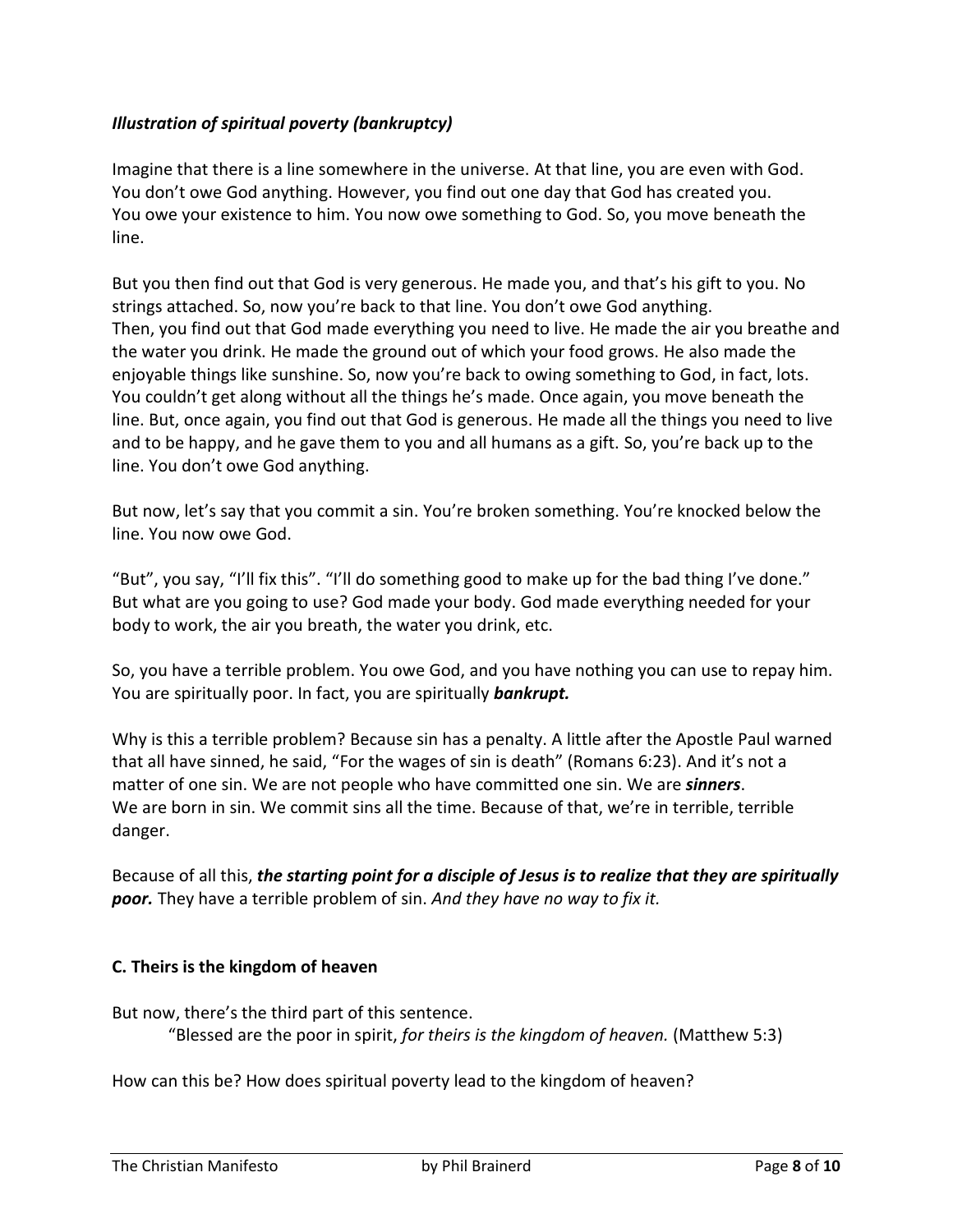### *Illustration of spiritual poverty (bankruptcy)*

Imagine that there is a line somewhere in the universe. At that line, you are even with God. You don't owe God anything. However, you find out one day that God has created you. You owe your existence to him. You now owe something to God. So, you move beneath the line.

But you then find out that God is very generous. He made you, and that's his gift to you. No strings attached. So, now you're back to that line. You don't owe God anything. Then, you find out that God made everything you need to live. He made the air you breathe and the water you drink. He made the ground out of which your food grows. He also made the enjoyable things like sunshine. So, now you're back to owing something to God, in fact, lots. You couldn't get along without all the things he's made. Once again, you move beneath the line. But, once again, you find out that God is generous. He made all the things you need to live and to be happy, and he gave them to you and all humans as a gift. So, you're back up to the line. You don't owe God anything.

But now, let's say that you commit a sin. You're broken something. You're knocked below the line. You now owe God.

"But", you say, "I'll fix this". "I'll do something good to make up for the bad thing I've done." But what are you going to use? God made your body. God made everything needed for your body to work, the air you breath, the water you drink, etc.

So, you have a terrible problem. You owe God, and you have nothing you can use to repay him. You are spiritually poor. In fact, you are spiritually ***bankrupt.***

Why is this a terrible problem? Because sin has a penalty. A little after the Apostle Paul warned that all have sinned, he said, "For the wages of sin is death" (Romans 6:23). And it's not a matter of one sin. We are not people who have committed one sin. We are ***sinners***. We are born in sin. We commit sins all the time. Because of that, we're in terrible, terrible danger.

Because of all this, ***the starting point for a disciple of Jesus is to realize that they are spiritually poor.*** They have a terrible problem of sin. *And they have no way to fix it.*

### C. Theirs is the kingdom of heaven

But now, there's the third part of this sentence.

> "Blessed are the poor in spirit, *for theirs is the kingdom of heaven.* (Matthew 5:3)

How can this be? How does spiritual poverty lead to the kingdom of heaven?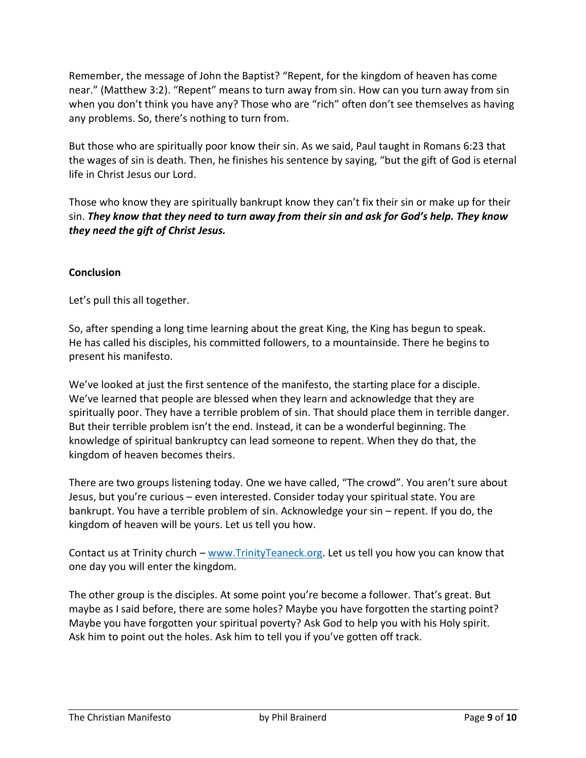Remember, the message of John the Baptist? "Repent, for the kingdom of heaven has come near." (Matthew 3:2). "Repent" means to turn away from sin. How can you turn away from sin when you don't think you have any? Those who are "rich" often don't see themselves as having any problems. So, there's nothing to turn from.

But those who are spiritually poor know their sin. As we said, Paul taught in Romans 6:23 that the wages of sin is death. Then, he finishes his sentence by saying, "but the gift of God is eternal life in Christ Jesus our Lord.

Those who know they are spiritually bankrupt know they can't fix their sin or make up for their sin. ***They know that they need to turn away from their sin and ask for God's help. They know they need the gift of Christ Jesus.***

**Conclusion**

Let's pull this all together.

So, after spending a long time learning about the great King, the King has begun to speak. He has called his disciples, his committed followers, to a mountainside. There he begins to present his manifesto.

We've looked at just the first sentence of the manifesto, the starting place for a disciple. We've learned that people are blessed when they learn and acknowledge that they are spiritually poor. They have a terrible problem of sin. That should place them in terrible danger. But their terrible problem isn't the end. Instead, it can be a wonderful beginning. The knowledge of spiritual bankruptcy can lead someone to repent. When they do that, the kingdom of heaven becomes theirs.

There are two groups listening today. One we have called, "The crowd". You aren't sure about Jesus, but you're curious – even interested. Consider today your spiritual state. You are bankrupt. You have a terrible problem of sin. Acknowledge your sin – repent. If you do, the kingdom of heaven will be yours. Let us tell you how.

Contact us at Trinity church – [www.TrinityTeaneck.org](www.TrinityTeaneck.org). Let us tell you how you can know that one day you will enter the kingdom.

The other group is the disciples. At some point you're become a follower. That's great. But maybe as I said before, there are some holes? Maybe you have forgotten the starting point? Maybe you have forgotten your spiritual poverty? Ask God to help you with his Holy spirit. Ask him to point out the holes. Ask him to tell you if you've gotten off track.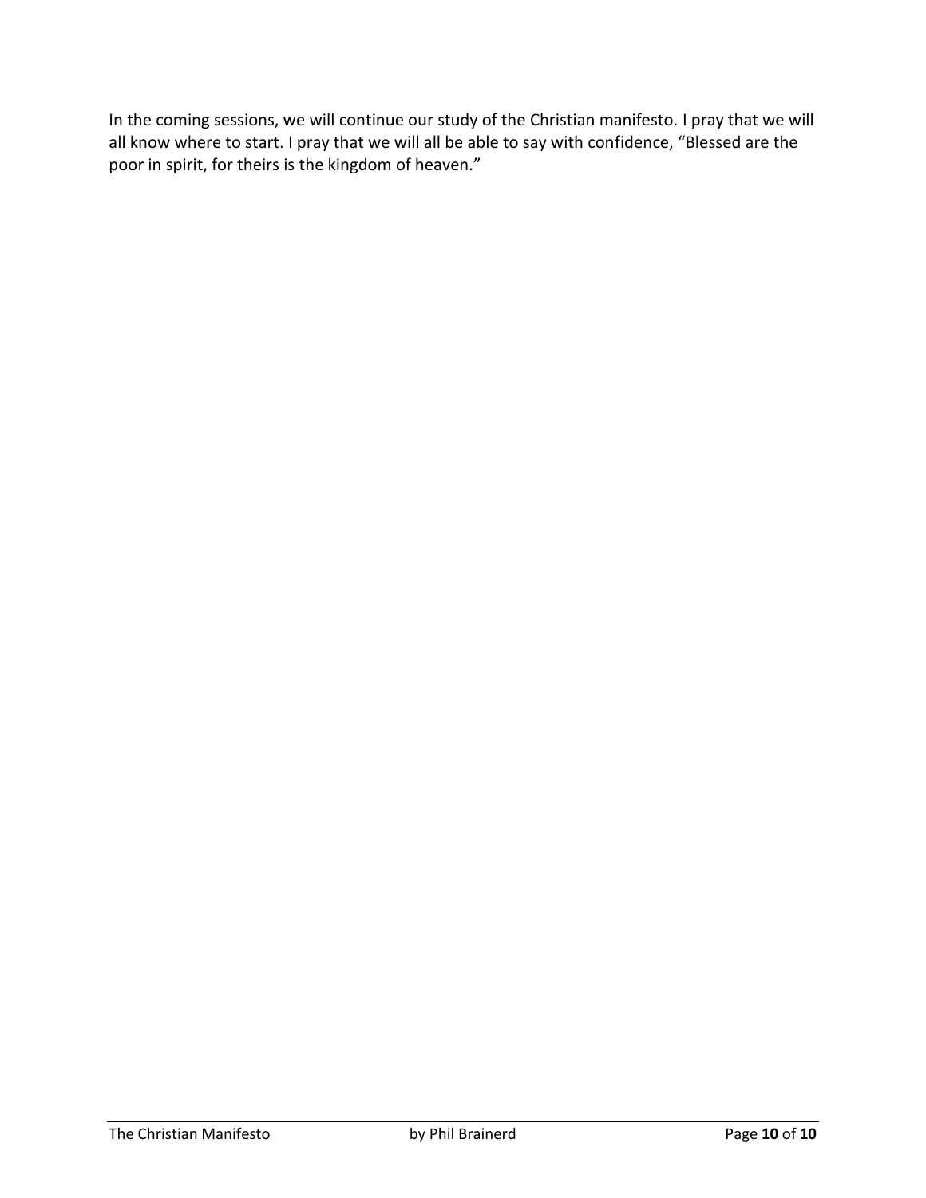In the coming sessions, we will continue our study of the Christian manifesto. I pray that we will all know where to start. I pray that we will all be able to say with confidence, “Blessed are the poor in spirit, for theirs is the kingdom of heaven.”